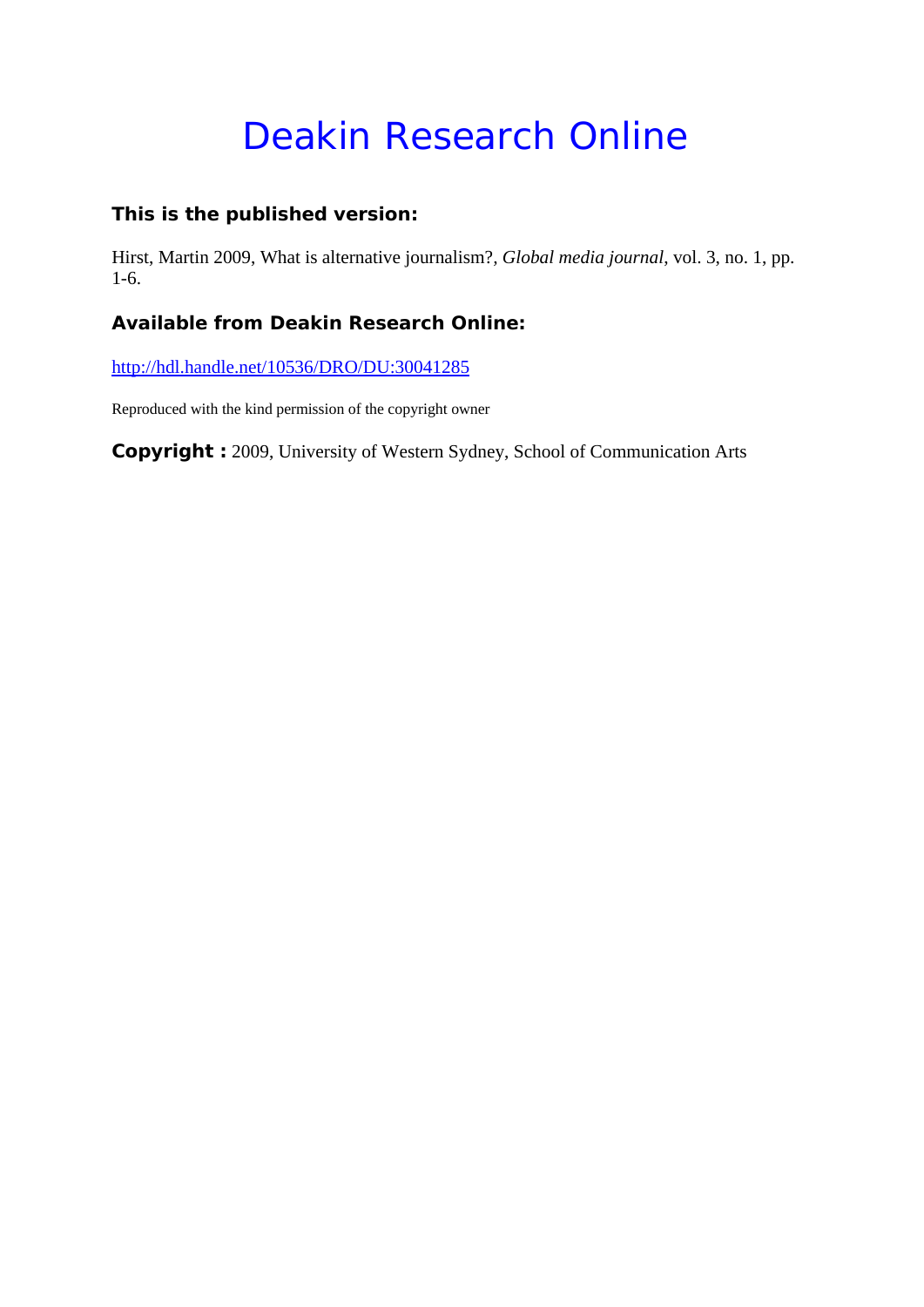# Deakin Research Online

**This is the published version:**

Hirst, Martin 2009, What is alternative journalism?, *Global media journal*, vol. 3, no. 1, pp. 1-6.

**Available from Deakin Research Online:**

http://hdl.handle.net/10536/DRO/DU:30041285

Reproduced with the kind permission of the copyright owner

**Copyright :** 2009, University of Western Sydney, School of Communication Arts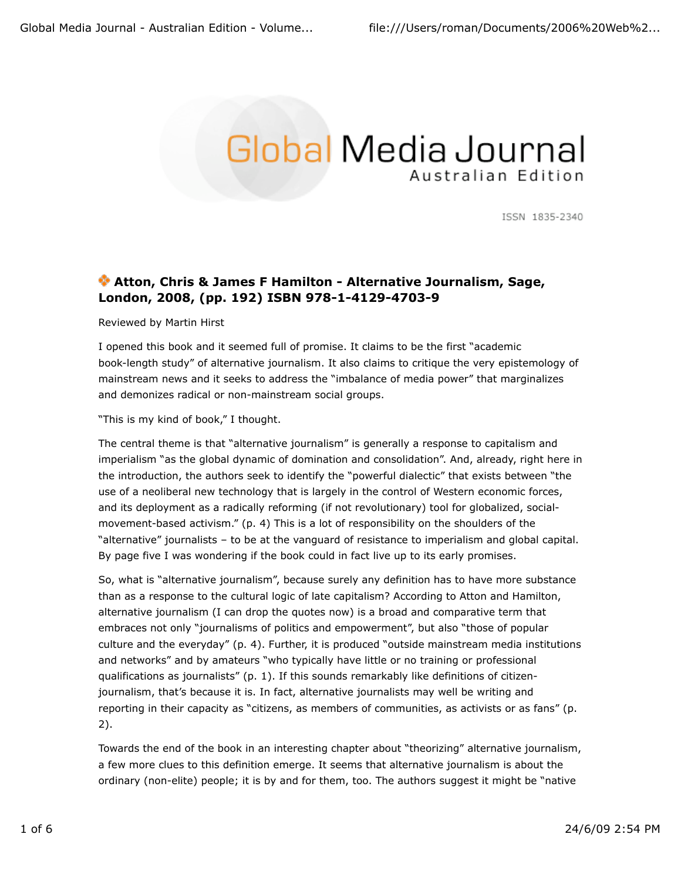# Global Media Journal

Australian Edition

ISSN 1835-2340

### Atton, Chris & James F Hamilton - Alternative Journalism, Sage, London, 2008, (pp. 192) ISBN 978-1-4129-4703-9

Reviewed by Martin Hirst

I opened this book and it seemed full of promise. It claims to be the first "academic book-length study" of alternative journalism. It also claims to critique the very epistemology of mainstream news and it seeks to address the "imbalance of media power" that marginalizes and demonizes radical or non-mainstream social groups.

"This is my kind of book," I thought.

The central theme is that "alternative journalism" is generally a response to capitalism and imperialism "as the global dynamic of domination and consolidation". And, already, right here in the introduction, the authors seek to identify the "powerful dialectic" that exists between "the use of a neoliberal new technology that is largely in the control of Western economic forces, and its deployment as a radically reforming (if not revolutionary) tool for globalized, social-movement-based activism." (p. 4) This is a lot of responsibility on the shoulders of the "alternative" journalists – to be at the vanguard of resistance to imperialism and global capital. By page five I was wondering if the book could in fact live up to its early promises.

So, what is "alternative journalism", because surely any definition has to have more substance than as a response to the cultural logic of late capitalism? According to Atton and Hamilton, alternative journalism (I can drop the quotes now) is a broad and comparative term that embraces not only "journalisms of politics and empowerment", but also "those of popular culture and the everyday" (p. 4). Further, it is produced "outside mainstream media institutions and networks" and by amateurs "who typically have little or no training or professional qualifications as journalists" (p. 1). If this sounds remarkably like definitions of citizen-journalism, that's because it is. In fact, alternative journalists may well be writing and reporting in their capacity as "citizens, as members of communities, as activists or as fans" (p. 2).

Towards the end of the book in an interesting chapter about "theorizing" alternative journalism, a few more clues to this definition emerge. It seems that alternative journalism is about the ordinary (non-elite) people; it is by and for them, too. The authors suggest it might be "native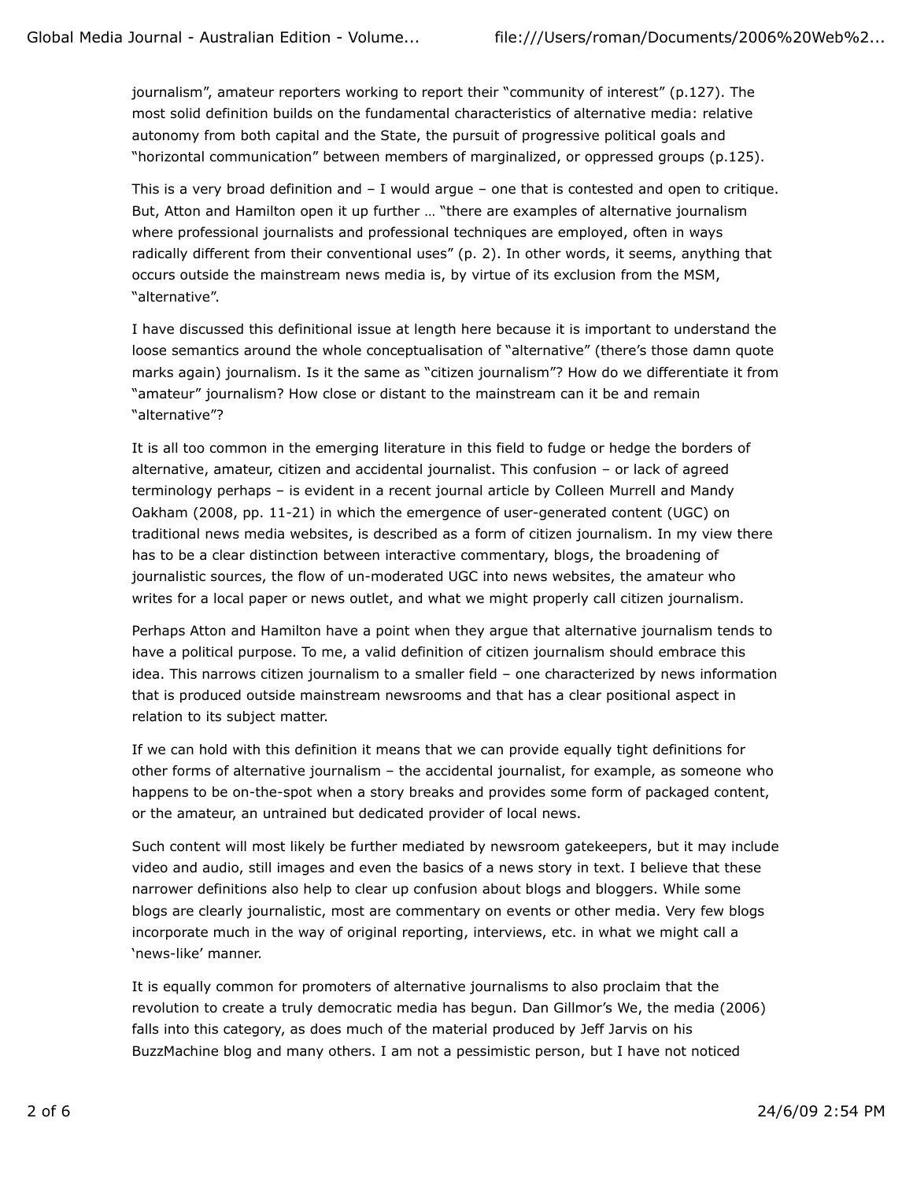journalism", amateur reporters working to report their "community of interest" (p.127). The most solid definition builds on the fundamental characteristics of alternative media: relative autonomy from both capital and the State, the pursuit of progressive political goals and "horizontal communication" between members of marginalized, or oppressed groups (p.125).

This is a very broad definition and – I would argue – one that is contested and open to critique. But, Atton and Hamilton open it up further … "there are examples of alternative journalism where professional journalists and professional techniques are employed, often in ways radically different from their conventional uses" (p. 2). In other words, it seems, anything that occurs outside the mainstream news media is, by virtue of its exclusion from the MSM, "alternative".

I have discussed this definitional issue at length here because it is important to understand the loose semantics around the whole conceptualisation of "alternative" (there's those damn quote marks again) journalism. Is it the same as "citizen journalism"? How do we differentiate it from "amateur" journalism? How close or distant to the mainstream can it be and remain "alternative"?

It is all too common in the emerging literature in this field to fudge or hedge the borders of alternative, amateur, citizen and accidental journalist. This confusion – or lack of agreed terminology perhaps – is evident in a recent journal article by Colleen Murrell and Mandy Oakham (2008, pp. 11-21) in which the emergence of user-generated content (UGC) on traditional news media websites, is described as a form of citizen journalism. In my view there has to be a clear distinction between interactive commentary, blogs, the broadening of journalistic sources, the flow of un-moderated UGC into news websites, the amateur who writes for a local paper or news outlet, and what we might properly call citizen journalism.

Perhaps Atton and Hamilton have a point when they argue that alternative journalism tends to have a political purpose. To me, a valid definition of citizen journalism should embrace this idea. This narrows citizen journalism to a smaller field – one characterized by news information that is produced outside mainstream newsrooms and that has a clear positional aspect in relation to its subject matter.

If we can hold with this definition it means that we can provide equally tight definitions for other forms of alternative journalism – the accidental journalist, for example, as someone who happens to be on-the-spot when a story breaks and provides some form of packaged content, or the amateur, an untrained but dedicated provider of local news.

Such content will most likely be further mediated by newsroom gatekeepers, but it may include video and audio, still images and even the basics of a news story in text. I believe that these narrower definitions also help to clear up confusion about blogs and bloggers. While some blogs are clearly journalistic, most are commentary on events or other media. Very few blogs incorporate much in the way of original reporting, interviews, etc. in what we might call a 'news-like' manner.

It is equally common for promoters of alternative journalisms to also proclaim that the revolution to create a truly democratic media has begun. Dan Gillmor's We, the media (2006) falls into this category, as does much of the material produced by Jeff Jarvis on his BuzzMachine blog and many others. I am not a pessimistic person, but I have not noticed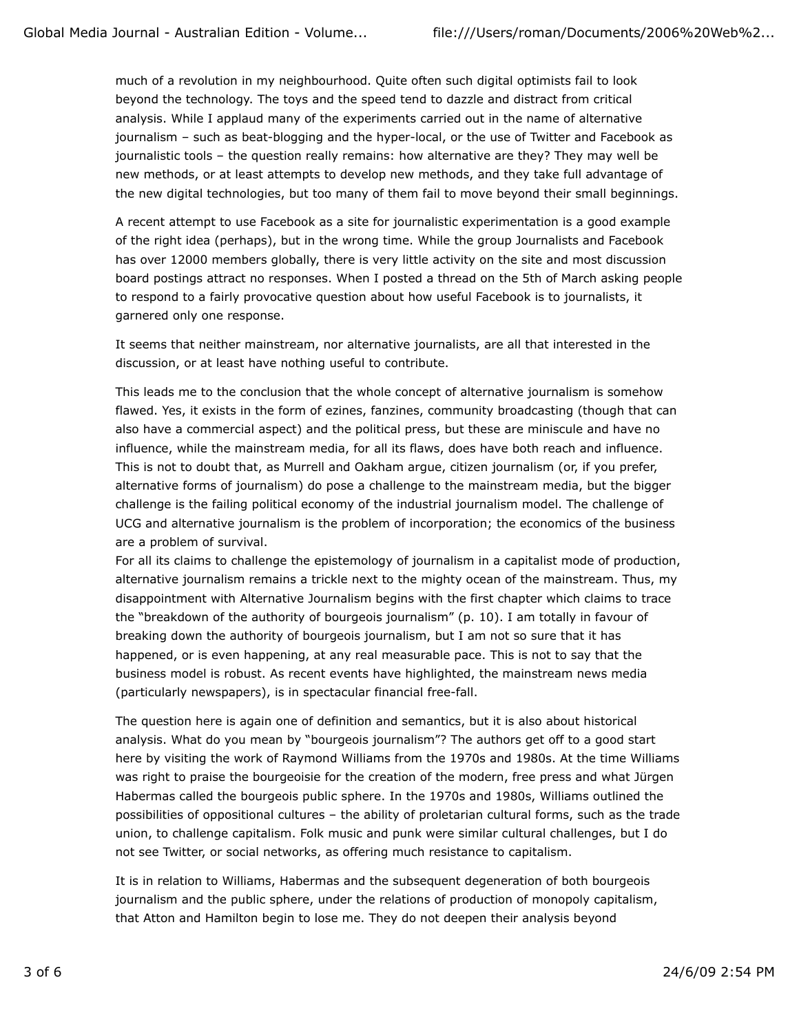much of a revolution in my neighbourhood. Quite often such digital optimists fail to look beyond the technology. The toys and the speed tend to dazzle and distract from critical analysis. While I applaud many of the experiments carried out in the name of alternative journalism – such as beat-blogging and the hyper-local, or the use of Twitter and Facebook as journalistic tools – the question really remains: how alternative are they? They may well be new methods, or at least attempts to develop new methods, and they take full advantage of the new digital technologies, but too many of them fail to move beyond their small beginnings.

A recent attempt to use Facebook as a site for journalistic experimentation is a good example of the right idea (perhaps), but in the wrong time. While the group Journalists and Facebook has over 12000 members globally, there is very little activity on the site and most discussion board postings attract no responses. When I posted a thread on the 5th of March asking people to respond to a fairly provocative question about how useful Facebook is to journalists, it garnered only one response.

It seems that neither mainstream, nor alternative journalists, are all that interested in the discussion, or at least have nothing useful to contribute.

This leads me to the conclusion that the whole concept of alternative journalism is somehow flawed. Yes, it exists in the form of ezines, fanzines, community broadcasting (though that can also have a commercial aspect) and the political press, but these are miniscule and have no influence, while the mainstream media, for all its flaws, does have both reach and influence. This is not to doubt that, as Murrell and Oakham argue, citizen journalism (or, if you prefer, alternative forms of journalism) do pose a challenge to the mainstream media, but the bigger challenge is the failing political economy of the industrial journalism model. The challenge of UCG and alternative journalism is the problem of incorporation; the economics of the business are a problem of survival.

For all its claims to challenge the epistemology of journalism in a capitalist mode of production, alternative journalism remains a trickle next to the mighty ocean of the mainstream. Thus, my disappointment with Alternative Journalism begins with the first chapter which claims to trace the "breakdown of the authority of bourgeois journalism" (p. 10). I am totally in favour of breaking down the authority of bourgeois journalism, but I am not so sure that it has happened, or is even happening, at any real measurable pace. This is not to say that the business model is robust. As recent events have highlighted, the mainstream news media (particularly newspapers), is in spectacular financial free-fall.

The question here is again one of definition and semantics, but it is also about historical analysis. What do you mean by "bourgeois journalism"? The authors get off to a good start here by visiting the work of Raymond Williams from the 1970s and 1980s. At the time Williams was right to praise the bourgeoisie for the creation of the modern, free press and what Jürgen Habermas called the bourgeois public sphere. In the 1970s and 1980s, Williams outlined the possibilities of oppositional cultures – the ability of proletarian cultural forms, such as the trade union, to challenge capitalism. Folk music and punk were similar cultural challenges, but I do not see Twitter, or social networks, as offering much resistance to capitalism.

It is in relation to Williams, Habermas and the subsequent degeneration of both bourgeois journalism and the public sphere, under the relations of production of monopoly capitalism, that Atton and Hamilton begin to lose me. They do not deepen their analysis beyond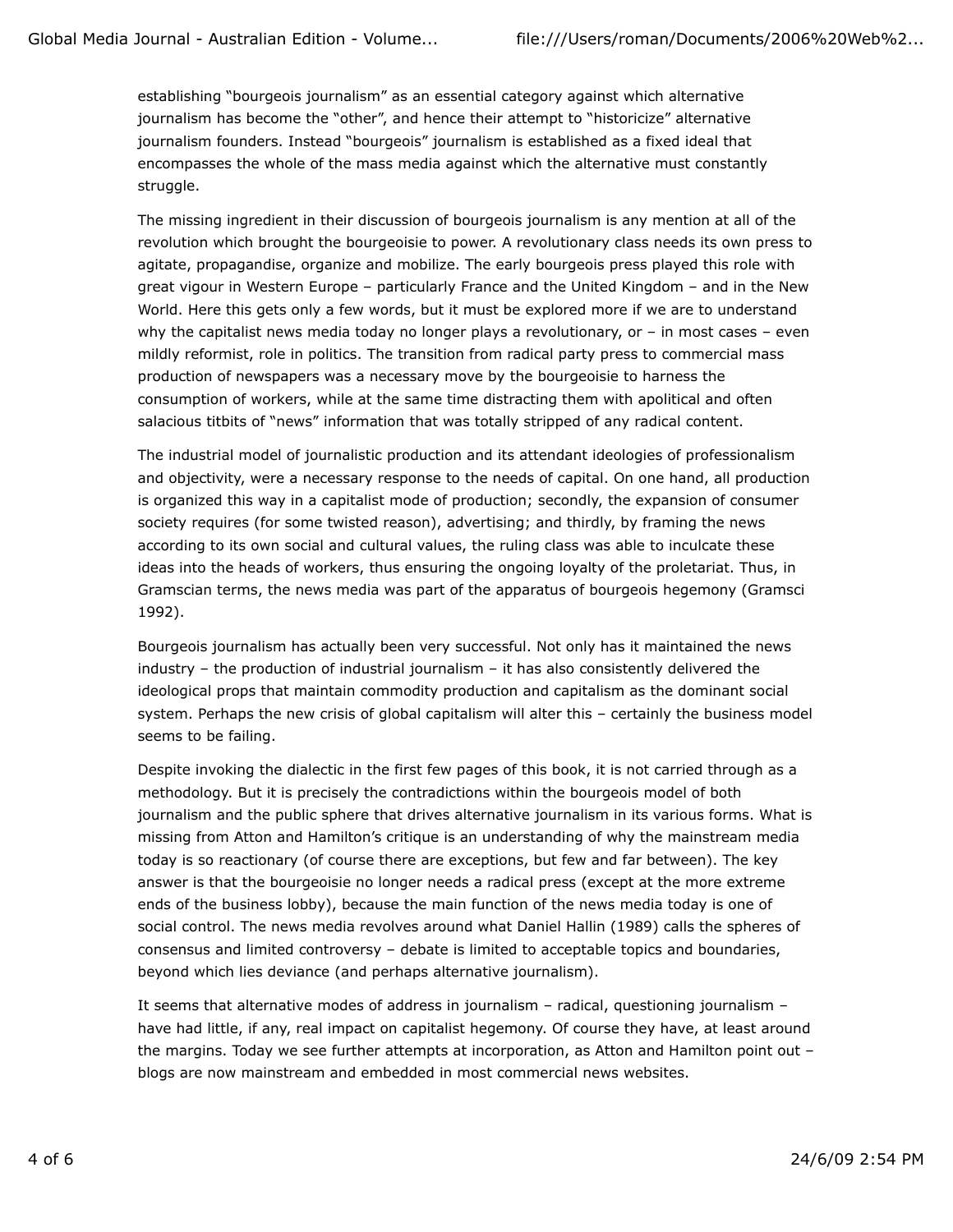establishing "bourgeois journalism" as an essential category against which alternative journalism has become the "other", and hence their attempt to "historicize" alternative journalism founders. Instead "bourgeois" journalism is established as a fixed ideal that encompasses the whole of the mass media against which the alternative must constantly struggle.

The missing ingredient in their discussion of bourgeois journalism is any mention at all of the revolution which brought the bourgeoisie to power. A revolutionary class needs its own press to agitate, propagandise, organize and mobilize. The early bourgeois press played this role with great vigour in Western Europe – particularly France and the United Kingdom – and in the New World. Here this gets only a few words, but it must be explored more if we are to understand why the capitalist news media today no longer plays a revolutionary, or – in most cases – even mildly reformist, role in politics. The transition from radical party press to commercial mass production of newspapers was a necessary move by the bourgeoisie to harness the consumption of workers, while at the same time distracting them with apolitical and often salacious titbits of "news" information that was totally stripped of any radical content.

The industrial model of journalistic production and its attendant ideologies of professionalism and objectivity, were a necessary response to the needs of capital. On one hand, all production is organized this way in a capitalist mode of production; secondly, the expansion of consumer society requires (for some twisted reason), advertising; and thirdly, by framing the news according to its own social and cultural values, the ruling class was able to inculcate these ideas into the heads of workers, thus ensuring the ongoing loyalty of the proletariat. Thus, in Gramscian terms, the news media was part of the apparatus of bourgeois hegemony (Gramsci 1992).

Bourgeois journalism has actually been very successful. Not only has it maintained the news industry – the production of industrial journalism – it has also consistently delivered the ideological props that maintain commodity production and capitalism as the dominant social system. Perhaps the new crisis of global capitalism will alter this – certainly the business model seems to be failing.

Despite invoking the dialectic in the first few pages of this book, it is not carried through as a methodology. But it is precisely the contradictions within the bourgeois model of both journalism and the public sphere that drives alternative journalism in its various forms. What is missing from Atton and Hamilton's critique is an understanding of why the mainstream media today is so reactionary (of course there are exceptions, but few and far between). The key answer is that the bourgeoisie no longer needs a radical press (except at the more extreme ends of the business lobby), because the main function of the news media today is one of social control. The news media revolves around what Daniel Hallin (1989) calls the spheres of consensus and limited controversy – debate is limited to acceptable topics and boundaries, beyond which lies deviance (and perhaps alternative journalism).

It seems that alternative modes of address in journalism – radical, questioning journalism – have had little, if any, real impact on capitalist hegemony. Of course they have, at least around the margins. Today we see further attempts at incorporation, as Atton and Hamilton point out – blogs are now mainstream and embedded in most commercial news websites.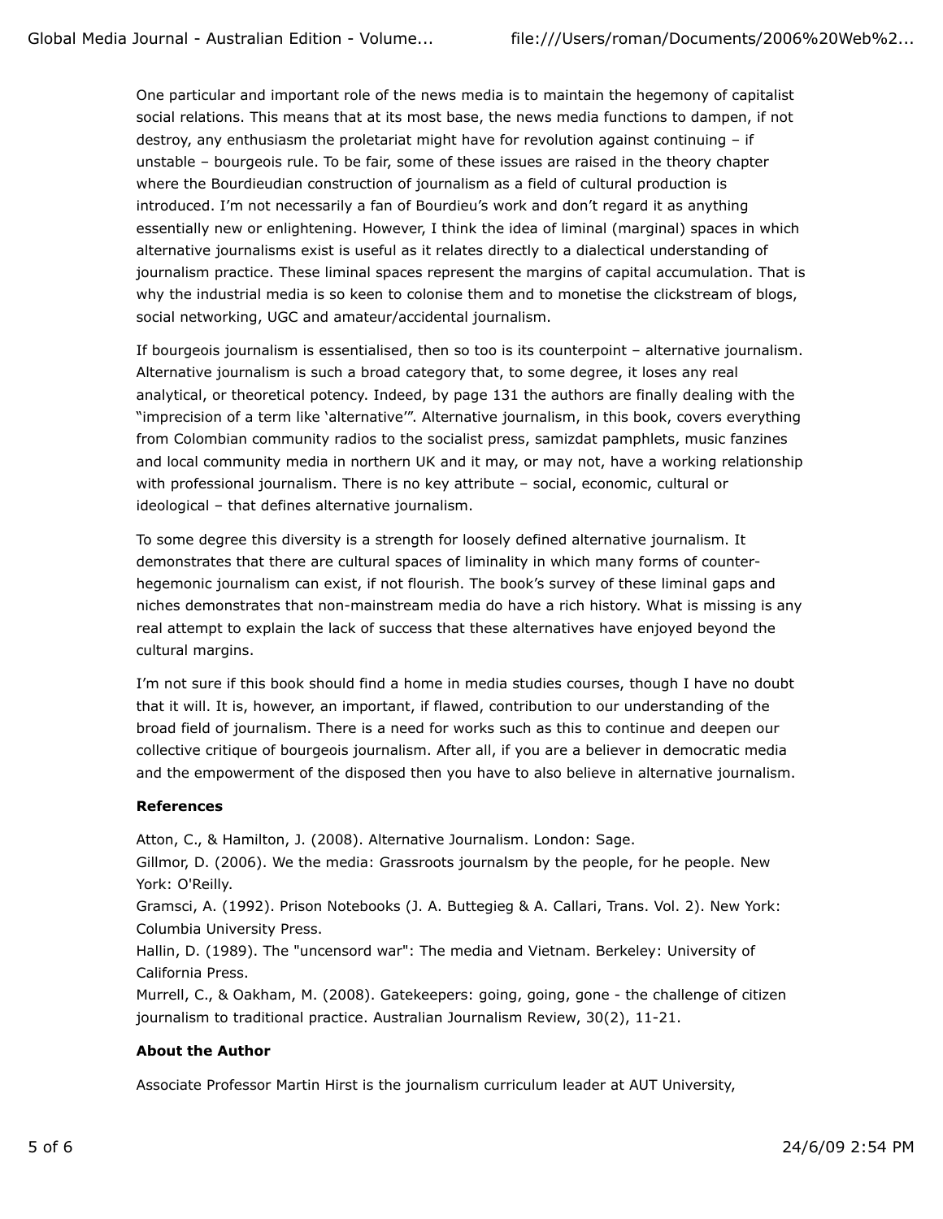One particular and important role of the news media is to maintain the hegemony of capitalist social relations. This means that at its most base, the news media functions to dampen, if not destroy, any enthusiasm the proletariat might have for revolution against continuing – if unstable – bourgeois rule. To be fair, some of these issues are raised in the theory chapter where the Bourdieudian construction of journalism as a field of cultural production is introduced. I'm not necessarily a fan of Bourdieu's work and don't regard it as anything essentially new or enlightening. However, I think the idea of liminal (marginal) spaces in which alternative journalisms exist is useful as it relates directly to a dialectical understanding of journalism practice. These liminal spaces represent the margins of capital accumulation. That is why the industrial media is so keen to colonise them and to monetise the clickstream of blogs, social networking, UGC and amateur/accidental journalism.

If bourgeois journalism is essentialised, then so too is its counterpoint – alternative journalism. Alternative journalism is such a broad category that, to some degree, it loses any real analytical, or theoretical potency. Indeed, by page 131 the authors are finally dealing with the "imprecision of a term like 'alternative'". Alternative journalism, in this book, covers everything from Colombian community radios to the socialist press, samizdat pamphlets, music fanzines and local community media in northern UK and it may, or may not, have a working relationship with professional journalism. There is no key attribute – social, economic, cultural or ideological – that defines alternative journalism.

To some degree this diversity is a strength for loosely defined alternative journalism. It demonstrates that there are cultural spaces of liminality in which many forms of counter-hegemonic journalism can exist, if not flourish. The book's survey of these liminal gaps and niches demonstrates that non-mainstream media do have a rich history. What is missing is any real attempt to explain the lack of success that these alternatives have enjoyed beyond the cultural margins.

I'm not sure if this book should find a home in media studies courses, though I have no doubt that it will. It is, however, an important, if flawed, contribution to our understanding of the broad field of journalism. There is a need for works such as this to continue and deepen our collective critique of bourgeois journalism. After all, if you are a believer in democratic media and the empowerment of the disposed then you have to also believe in alternative journalism.

**References**

Atton, C., & Hamilton, J. (2008). Alternative Journalism. London: Sage.
Gillmor, D. (2006). We the media: Grassroots journalsm by the people, for he people. New York: O'Reilly.
Gramsci, A. (1992). Prison Notebooks (J. A. Buttegieg & A. Callari, Trans. Vol. 2). New York: Columbia University Press.
Hallin, D. (1989). The "uncensord war": The media and Vietnam. Berkeley: University of California Press.
Murrell, C., & Oakham, M. (2008). Gatekeepers: going, going, gone - the challenge of citizen journalism to traditional practice. Australian Journalism Review, 30(2), 11-21.

**About the Author**

Associate Professor Martin Hirst is the journalism curriculum leader at AUT University,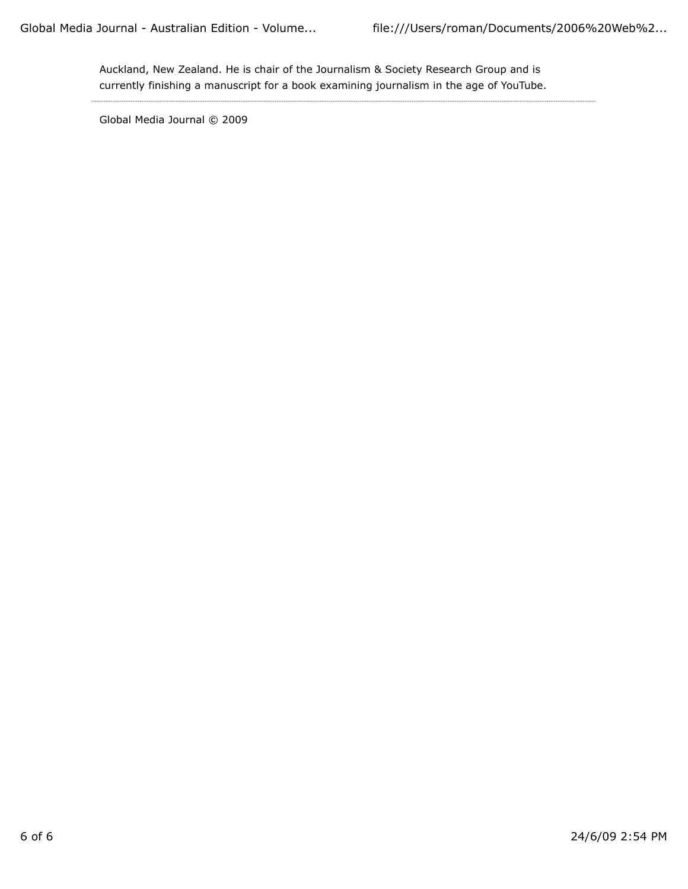Auckland, New Zealand. He is chair of the Journalism & Society Research Group and is currently finishing a manuscript for a book examining journalism in the age of YouTube.

---

Global Media Journal © 2009